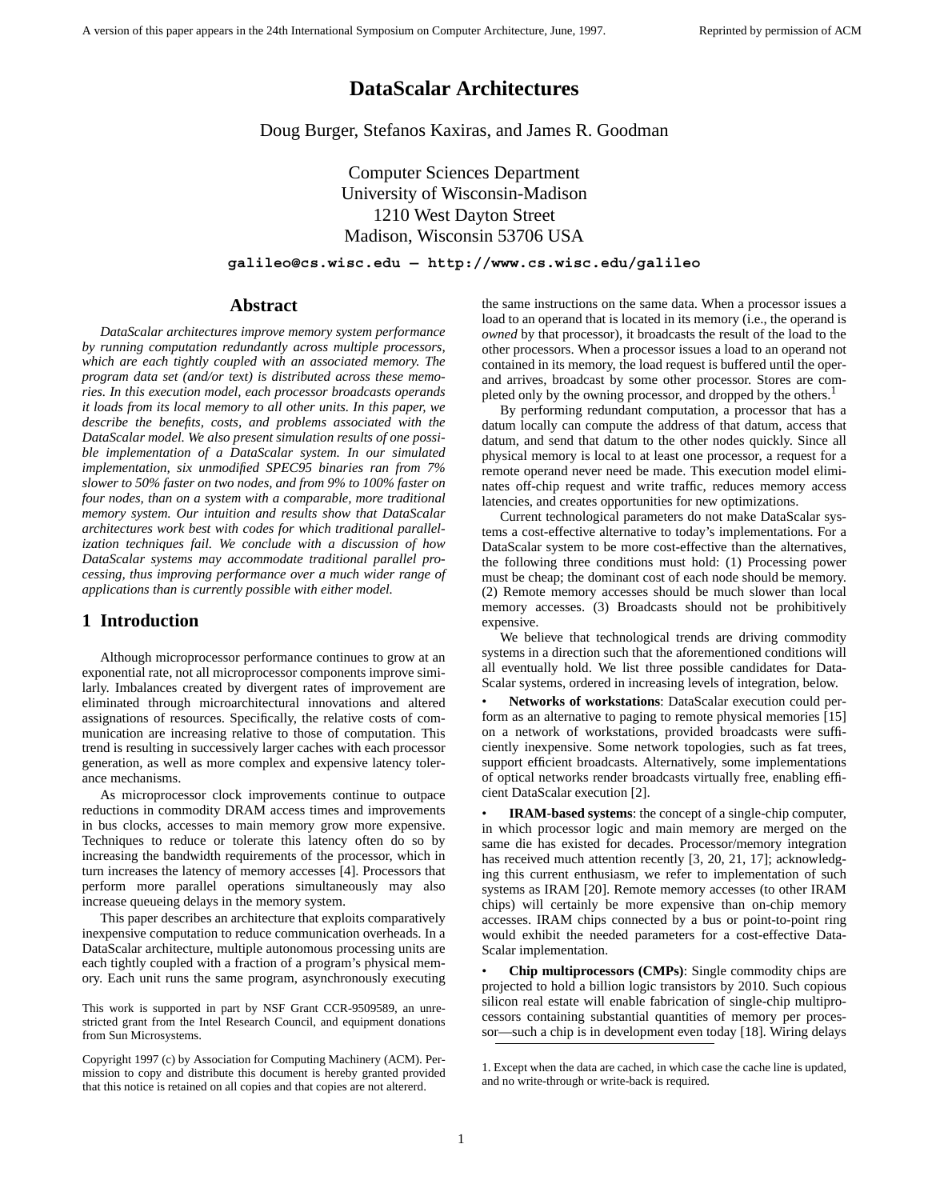# DataScalar Architectures

Doug Burger, Stefanos Kaxiras, and James R. Goodman

Computer Sciences Department
University of Wisconsin-Madison
1210 West Dayton Street
Madison, Wisconsin 53706 USA

**galileo@cs.wisc.edu — http://www.cs.wisc.edu/galileo**

## Abstract

*DataScalar architectures improve memory system performance by running computation redundantly across multiple processors, which are each tightly coupled with an associated memory. The program data set (and/or text) is distributed across these memories. In this execution model, each processor broadcasts operands it loads from its local memory to all other units. In this paper, we describe the benefits, costs, and problems associated with the DataScalar model. We also present simulation results of one possible implementation of a DataScalar system. In our simulated implementation, six unmodified SPEC95 binaries ran from 7% slower to 50% faster on two nodes, and from 9% to 100% faster on four nodes, than on a system with a comparable, more traditional memory system. Our intuition and results show that DataScalar architectures work best with codes for which traditional parallelization techniques fail. We conclude with a discussion of how DataScalar systems may accommodate traditional parallel processing, thus improving performance over a much wider range of applications than is currently possible with either model.*

## 1 Introduction

Although microprocessor performance continues to grow at an exponential rate, not all microprocessor components improve similarly. Imbalances created by divergent rates of improvement are eliminated through microarchitectural innovations and altered assignations of resources. Specifically, the relative costs of communication are increasing relative to those of computation. This trend is resulting in successively larger caches with each processor generation, as well as more complex and expensive latency tolerance mechanisms.

As microprocessor clock improvements continue to outpace reductions in commodity DRAM access times and improvements in bus clocks, accesses to main memory grow more expensive. Techniques to reduce or tolerate this latency often do so by increasing the bandwidth requirements of the processor, which in turn increases the latency of memory accesses [4]. Processors that perform more parallel operations simultaneously may also increase queueing delays in the memory system.

This paper describes an architecture that exploits comparatively inexpensive computation to reduce communication overheads. In a DataScalar architecture, multiple autonomous processing units are each tightly coupled with a fraction of a program's physical memory. Each unit runs the same program, asynchronously executing the same instructions on the same data. When a processor issues a load to an operand that is located in its memory (i.e., the operand is *owned* by that processor), it broadcasts the result of the load to the other processors. When a processor issues a load to an operand not contained in its memory, the load request is buffered until the operand arrives, broadcast by some other processor. Stores are completed only by the owning processor, and dropped by the others.[1]

By performing redundant computation, a processor that has a datum locally can compute the address of that datum, access that datum, and send that datum to the other nodes quickly. Since all physical memory is local to at least one processor, a request for a remote operand never need be made. This execution model eliminates off-chip request and write traffic, reduces memory access latencies, and creates opportunities for new optimizations.

Current technological parameters do not make DataScalar systems a cost-effective alternative to today's implementations. For a DataScalar system to be more cost-effective than the alternatives, the following three conditions must hold: (1) Processing power must be cheap; the dominant cost of each node should be memory. (2) Remote memory accesses should be much slower than local memory accesses. (3) Broadcasts should not be prohibitively expensive.

We believe that technological trends are driving commodity systems in a direction such that the aforementioned conditions will all eventually hold. We list three possible candidates for DataScalar systems, ordered in increasing levels of integration, below.

- **Networks of workstations**: DataScalar execution could perform as an alternative to paging to remote physical memories [15] on a network of workstations, provided broadcasts were sufficiently inexpensive. Some network topologies, such as fat trees, support efficient broadcasts. Alternatively, some implementations of optical networks render broadcasts virtually free, enabling efficient DataScalar execution [2].
- **IRAM-based systems**: the concept of a single-chip computer, in which processor logic and main memory are merged on the same die has existed for decades. Processor/memory integration has received much attention recently [3, 20, 21, 17]; acknowledging this current enthusiasm, we refer to implementation of such systems as IRAM [20]. Remote memory accesses (to other IRAM chips) will certainly be more expensive than on-chip memory accesses. IRAM chips connected by a bus or point-to-point ring would exhibit the needed parameters for a cost-effective DataScalar implementation.
- **Chip multiprocessors (CMPs)**: Single commodity chips are projected to hold a billion logic transistors by 2010. Such copious silicon real estate will enable fabrication of single-chip multiprocessors containing substantial quantities of memory per processor—such a chip is in development even today [18]. Wiring delays

This work is supported in part by NSF Grant CCR-9509589, an unrestricted grant from the Intel Research Council, and equipment donations from Sun Microsystems.

Copyright 1997 (c) by Association for Computing Machinery (ACM). Permission to copy and distribute this document is hereby granted provided that this notice is retained on all copies and that copies are not altererd.

1. Except when the data are cached, in which case the cache line is updated, and no write-through or write-back is required.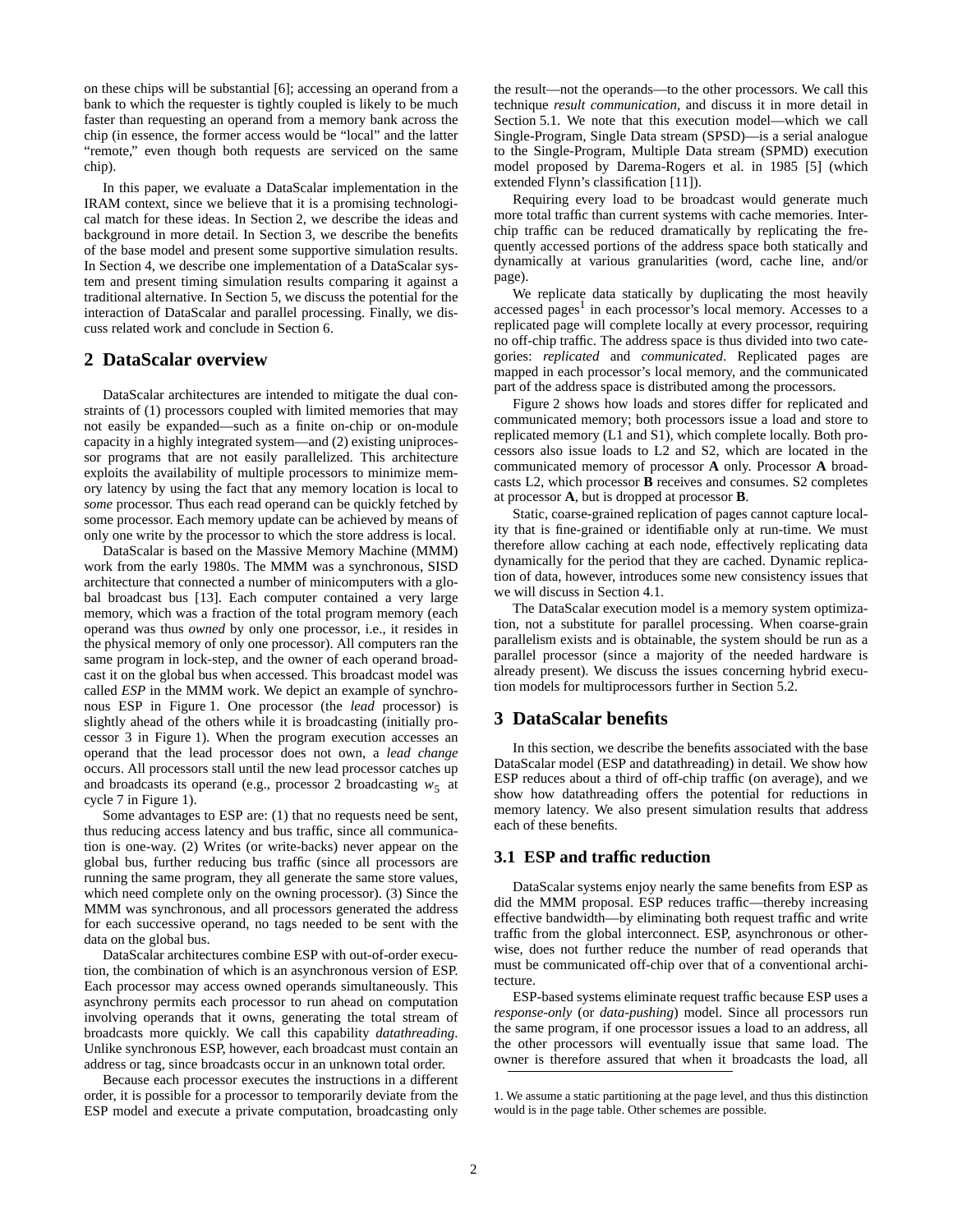on these chips will be substantial [6]; accessing an operand from a bank to which the requester is tightly coupled is likely to be much faster than requesting an operand from a memory bank across the chip (in essence, the former access would be "local" and the latter "remote," even though both requests are serviced on the same chip).

In this paper, we evaluate a DataScalar implementation in the IRAM context, since we believe that it is a promising technological match for these ideas. In Section 2, we describe the ideas and background in more detail. In Section 3, we describe the benefits of the base model and present some supportive simulation results. In Section 4, we describe one implementation of a DataScalar system and present timing simulation results comparing it against a traditional alternative. In Section 5, we discuss the potential for the interaction of DataScalar and parallel processing. Finally, we discuss related work and conclude in Section 6.

## 2 DataScalar overview

DataScalar architectures are intended to mitigate the dual constraints of (1) processors coupled with limited memories that may not easily be expanded—such as a finite on-chip or on-module capacity in a highly integrated system—and (2) existing uniprocessor programs that are not easily parallelized. This architecture exploits the availability of multiple processors to minimize memory latency by using the fact that any memory location is local to *some* processor. Thus each read operand can be quickly fetched by some processor. Each memory update can be achieved by means of only one write by the processor to which the store address is local.

DataScalar is based on the Massive Memory Machine (MMM) work from the early 1980s. The MMM was a synchronous, SISD architecture that connected a number of minicomputers with a global broadcast bus [13]. Each computer contained a very large memory, which was a fraction of the total program memory (each operand was thus *owned* by only one processor, i.e., it resides in the physical memory of only one processor). All computers ran the same program in lock-step, and the owner of each operand broadcast it on the global bus when accessed. This broadcast model was called *ESP* in the MMM work. We depict an example of synchronous ESP in Figure 1. One processor (the *lead* processor) is slightly ahead of the others while it is broadcasting (initially processor 3 in Figure 1). When the program execution accesses an operand that the lead processor does not own, a *lead change* occurs. All processors stall until the new lead processor catches up and broadcasts its operand (e.g., processor 2 broadcasting $w_5$ at cycle 7 in Figure 1).

Some advantages to ESP are: (1) that no requests need be sent, thus reducing access latency and bus traffic, since all communication is one-way. (2) Writes (or write-backs) never appear on the global bus, further reducing bus traffic (since all processors are running the same program, they all generate the same store values, which need complete only on the owning processor). (3) Since the MMM was synchronous, and all processors generated the address for each successive operand, no tags needed to be sent with the data on the global bus.

DataScalar architectures combine ESP with out-of-order execution, the combination of which is an asynchronous version of ESP. Each processor may access owned operands simultaneously. This asynchrony permits each processor to run ahead on computation involving operands that it owns, generating the total stream of broadcasts more quickly. We call this capability *datathreading*. Unlike synchronous ESP, however, each broadcast must contain an address or tag, since broadcasts occur in an unknown total order.

Because each processor executes the instructions in a different order, it is possible for a processor to temporarily deviate from the ESP model and execute a private computation, broadcasting only the result—not the operands—to the other processors. We call this technique *result communication*, and discuss it in more detail in Section 5.1. We note that this execution model—which we call Single-Program, Single Data stream (SPSD)—is a serial analogue to the Single-Program, Multiple Data stream (SPMD) execution model proposed by Darema-Rogers et al. in 1985 [5] (which extended Flynn's classification [11]).

Requiring every load to be broadcast would generate much more total traffic than current systems with cache memories. Interchip traffic can be reduced dramatically by replicating the frequently accessed portions of the address space both statically and dynamically at various granularities (word, cache line, and/or page).

We replicate data statically by duplicating the most heavily accessed pages[1] in each processor's local memory. Accesses to a replicated page will complete locally at every processor, requiring no off-chip traffic. The address space is thus divided into two categories: *replicated* and *communicated*. Replicated pages are mapped in each processor's local memory, and the communicated part of the address space is distributed among the processors.

Figure 2 shows how loads and stores differ for replicated and communicated memory; both processors issue a load and store to replicated memory (L1 and S1), which complete locally. Both processors also issue loads to L2 and S2, which are located in the communicated memory of processor **A** only. Processor **A** broadcasts L2, which processor **B** receives and consumes. S2 completes at processor **A**, but is dropped at processor **B**.

Static, coarse-grained replication of pages cannot capture locality that is fine-grained or identifiable only at run-time. We must therefore allow caching at each node, effectively replicating data dynamically for the period that they are cached. Dynamic replication of data, however, introduces some new consistency issues that we will discuss in Section 4.1.

The DataScalar execution model is a memory system optimization, not a substitute for parallel processing. When coarse-grain parallelism exists and is obtainable, the system should be run as a parallel processor (since a majority of the needed hardware is already present). We discuss the issues concerning hybrid execution models for multiprocessors further in Section 5.2.

## 3 DataScalar benefits

In this section, we describe the benefits associated with the base DataScalar model (ESP and datathreading) in detail. We show how ESP reduces about a third of off-chip traffic (on average), and we show how datathreading offers the potential for reductions in memory latency. We also present simulation results that address each of these benefits.

### 3.1 ESP and traffic reduction

DataScalar systems enjoy nearly the same benefits from ESP as did the MMM proposal. ESP reduces traffic—thereby increasing effective bandwidth—by eliminating both request traffic and write traffic from the global interconnect. ESP, asynchronous or otherwise, does not further reduce the number of read operands that must be communicated off-chip over that of a conventional architecture.

ESP-based systems eliminate request traffic because ESP uses a *response-only* (or *data-pushing*) model. Since all processors run the same program, if one processor issues a load to an address, all the other processors will eventually issue that same load. The owner is therefore assured that when it broadcasts the load, all

1. We assume a static partitioning at the page level, and thus this distinction would is in the page table. Other schemes are possible.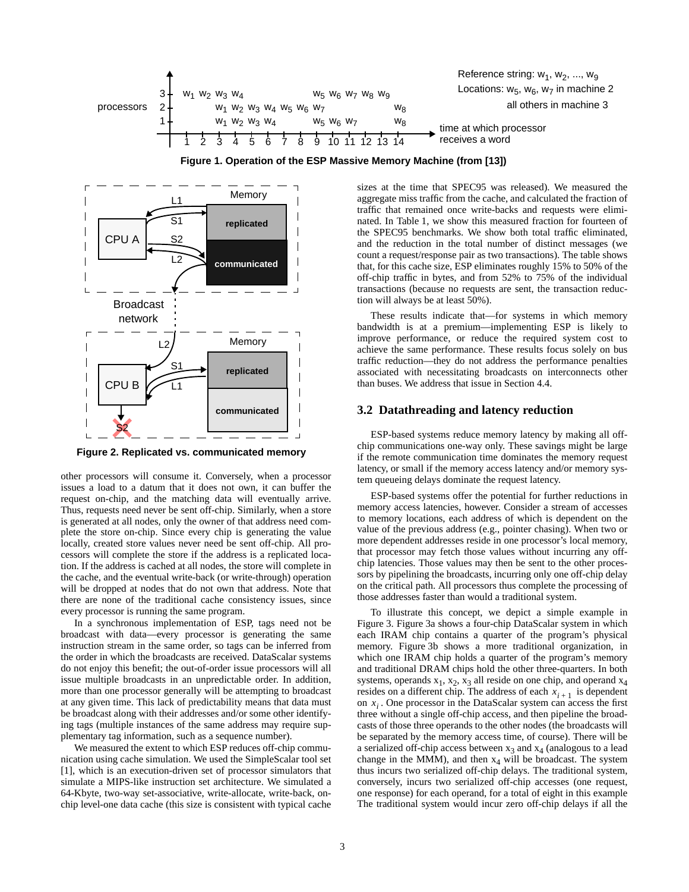Figure 1. Operation of the ESP Massive Memory Machine (from [13])

Figure 2. Replicated vs. communicated memory

other processors will consume it. Conversely, when a processor issues a load to a datum that it does not own, it can buffer the request on-chip, and the matching data will eventually arrive. Thus, requests need never be sent off-chip. Similarly, when a store is generated at all nodes, only the owner of that address need complete the store on-chip. Since every chip is generating the value locally, created store values never need be sent off-chip. All processors will complete the store if the address is a replicated location. If the address is cached at all nodes, the store will complete in the cache, and the eventual write-back (or write-through) operation will be dropped at nodes that do not own that address. Note that there are none of the traditional cache consistency issues, since every processor is running the same program.

In a synchronous implementation of ESP, tags need not be broadcast with data—every processor is generating the same instruction stream in the same order, so tags can be inferred from the order in which the broadcasts are received. DataScalar systems do not enjoy this benefit; the out-of-order issue processors will all issue multiple broadcasts in an unpredictable order. In addition, more than one processor generally will be attempting to broadcast at any given time. This lack of predictability means that data must be broadcast along with their addresses and/or some other identifying tags (multiple instances of the same address may require supplementary tag information, such as a sequence number).

We measured the extent to which ESP reduces off-chip communication using cache simulation. We used the SimpleScalar tool set [1], which is an execution-driven set of processor simulators that simulate a MIPS-like instruction set architecture. We simulated a 64-Kbyte, two-way set-associative, write-allocate, write-back, on-chip level-one data cache (this size is consistent with typical cache sizes at the time that SPEC95 was released). We measured the aggregate miss traffic from the cache, and calculated the fraction of traffic that remained once write-backs and requests were eliminated. In Table 1, we show this measured fraction for fourteen of the SPEC95 benchmarks. We show both total traffic eliminated, and the reduction in the total number of distinct messages (we count a request/response pair as two transactions). The table shows that, for this cache size, ESP eliminates roughly 15% to 50% of the off-chip traffic in bytes, and from 52% to 75% of the individual transactions (because no requests are sent, the transaction reduction will always be at least 50%).

These results indicate that—for systems in which memory bandwidth is at a premium—implementing ESP is likely to improve performance, or reduce the required system cost to achieve the same performance. These results focus solely on bus traffic reduction—they do not address the performance penalties associated with necessitating broadcasts on interconnects other than buses. We address that issue in Section 4.4.

## 3.2 Datathreading and latency reduction

ESP-based systems reduce memory latency by making all off-chip communications one-way only. These savings might be large if the remote communication time dominates the memory request latency, or small if the memory access latency and/or memory system queueing delays dominate the request latency.

ESP-based systems offer the potential for further reductions in memory access latencies, however. Consider a stream of accesses to memory locations, each address of which is dependent on the value of the previous address (e.g., pointer chasing). When two or more dependent addresses reside in one processor's local memory, that processor may fetch those values without incurring any off-chip latencies. Those values may then be sent to the other processors by pipelining the broadcasts, incurring only one off-chip delay on the critical path. All processors thus complete the processing of those addresses faster than would a traditional system.

To illustrate this concept, we depict a simple example in Figure 3. Figure 3a shows a four-chip DataScalar system in which each IRAM chip contains a quarter of the program's physical memory. Figure 3b shows a more traditional organization, in which one IRAM chip holds a quarter of the program's memory and traditional DRAM chips hold the other three-quarters. In both systems, operands $x_1$, $x_2$, $x_3$ all reside on one chip, and operand $x_4$ resides on a different chip. The address of each $x_{i+1}$ is dependent on $x_i$. One processor in the DataScalar system can access the first three without a single off-chip access, and then pipeline the broadcasts of those three operands to the other nodes (the broadcasts will be separated by the memory access time, of course). There will be a serialized off-chip access between $x_3$ and $x_4$ (analogous to a lead change in the MMM), and then $x_4$ will be broadcast. The system thus incurs two serialized off-chip delays. The traditional system, conversely, incurs two serialized off-chip accesses (one request, one response) for each operand, for a total of eight in this example The traditional system would incur zero off-chip delays if all the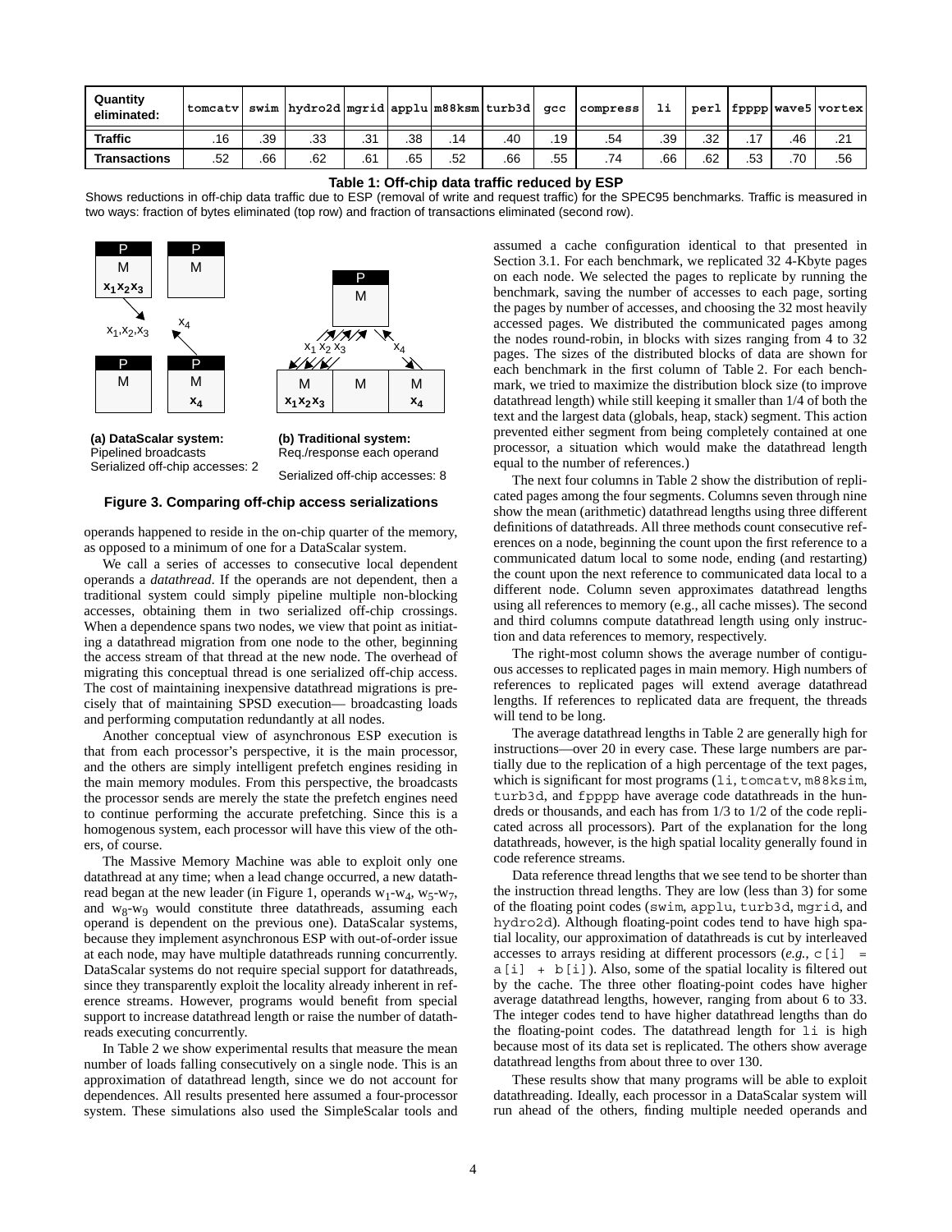| Quantity eliminated: | tomcatv | swim | hydro2d | mgrid | applu | m88ksm | turb3d | gcc | compress | li | perl | fpppp | wave5 | vortex |
|---|---|---|---|---|---|---|---|---|---|---|---|---|---|---|
| **Traffic** | .16 | .39 | .33 | .31 | .38 | .14 | .40 | .19 | .54 | .39 | .32 | .17 | .46 | .21 |
| **Transactions** | .52 | .66 | .62 | .61 | .65 | .52 | .66 | .55 | .74 | .66 | .62 | .53 | .70 | .56 |

**Table 1: Off-chip data traffic reduced by ESP**

Shows reductions in off-chip data traffic due to ESP (removal of write and request traffic) for the SPEC95 benchmarks. Traffic is measured in two ways: fraction of bytes eliminated (top row) and fraction of transactions eliminated (second row).

P
M
$x_1x_2x_3$
P
M
$x_1,x_2,x_3$
$x_4$
P
M
P
M
$x_4$

**(a) DataScalar system:**
Pipelined broadcasts
Serialized off-chip accesses: 2

P
M
$x_1$ $x_2$ $x_3$
$x_4$
M
$x_1x_2x_3$
M
M
$x_4$

**(b) Traditional system:**
Req./response each operand
Serialized off-chip accesses: 8

**Figure 3. Comparing off-chip access serializations**

operands happened to reside in the on-chip quarter of the memory, as opposed to a minimum of one for a DataScalar system.

We call a series of accesses to consecutive local dependent operands a *datathread*. If the operands are not dependent, then a traditional system could simply pipeline multiple non-blocking accesses, obtaining them in two serialized off-chip crossings. When a dependence spans two nodes, we view that point as initiating a datathread migration from one node to the other, beginning the access stream of that thread at the new node. The overhead of migrating this conceptual thread is one serialized off-chip access. The cost of maintaining inexpensive datathread migrations is precisely that of maintaining SPSD execution— broadcasting loads and performing computation redundantly at all nodes.

Another conceptual view of asynchronous ESP execution is that from each processor's perspective, it is the main processor, and the others are simply intelligent prefetch engines residing in the main memory modules. From this perspective, the broadcasts the processor sends are merely the state the prefetch engines need to continue performing the accurate prefetching. Since this is a homogenous system, each processor will have this view of the others, of course.

The Massive Memory Machine was able to exploit only one datathread at any time; when a lead change occurred, a new datathread began at the new leader (in Figure 1, operands $w_1$-$w_4$, $w_5$-$w_7$, and $w_8$-$w_9$ would constitute three datathreads, assuming each operand is dependent on the previous one). DataScalar systems, because they implement asynchronous ESP with out-of-order issue at each node, may have multiple datathreads running concurrently. DataScalar systems do not require special support for datathreads, since they transparently exploit the locality already inherent in reference streams. However, programs would benefit from special support to increase datathread length or raise the number of datathreads executing concurrently.

In Table 2 we show experimental results that measure the mean number of loads falling consecutively on a single node. This is an approximation of datathread length, since we do not account for dependences. All results presented here assumed a four-processor system. These simulations also used the SimpleScalar tools and assumed a cache configuration identical to that presented in Section 3.1. For each benchmark, we replicated 32 4-Kbyte pages on each node. We selected the pages to replicate by running the benchmark, saving the number of accesses to each page, sorting the pages by number of accesses, and choosing the 32 most heavily accessed pages. We distributed the communicated pages among the nodes round-robin, in blocks with sizes ranging from 4 to 32 pages. The sizes of the distributed blocks of data are shown for each benchmark in the first column of Table 2. For each benchmark, we tried to maximize the distribution block size (to improve datathread length) while still keeping it smaller than 1/4 of both the text and the largest data (globals, heap, stack) segment. This action prevented either segment from being completely contained at one processor, a situation which would make the datathread length equal to the number of references.)

The next four columns in Table 2 show the distribution of replicated pages among the four segments. Columns seven through nine show the mean (arithmetic) datathread lengths using three different definitions of datathreads. All three methods count consecutive references on a node, beginning the count upon the first reference to a communicated datum local to some node, ending (and restarting) the count upon the next reference to communicated data local to a different node. Column seven approximates datathread lengths using all references to memory (e.g., all cache misses). The second and third columns compute datathread length using only instruction and data references to memory, respectively.

The right-most column shows the average number of contiguous accesses to replicated pages in main memory. High numbers of references to replicated pages will extend average datathread lengths. If references to replicated data are frequent, the threads will tend to be long.

The average datathread lengths in Table 2 are generally high for instructions—over 20 in every case. These large numbers are partially due to the replication of a high percentage of the text pages, which is significant for most programs (`li`, `tomcatv`, `m88ksim`, `turb3d`, and `fpppp` have average code datathreads in the hundreds or thousands, and each has from 1/3 to 1/2 of the code replicated across all processors). Part of the explanation for the long datathreads, however, is the high spatial locality generally found in code reference streams.

Data reference thread lengths that we see tend to be shorter than the instruction thread lengths. They are low (less than 3) for some of the floating point codes (`swim`, `applu`, `turb3d`, `mgrid`, and `hydro2d`). Although floating-point codes tend to have high spatial locality, our approximation of datathreads is cut by interleaved accesses to arrays residing at different processors (*e.g.*, `c[i] = a[i] + b[i]`). Also, some of the spatial locality is filtered out by the cache. The three other floating-point codes have higher average datathread lengths, however, ranging from about 6 to 33. The integer codes tend to have higher datathread lengths than do the floating-point codes. The datathread length for `li` is high because most of its data set is replicated. The others show average datathread lengths from about three to over 130.

These results show that many programs will be able to exploit datathreading. Ideally, each processor in a DataScalar system will run ahead of the others, finding multiple needed operands and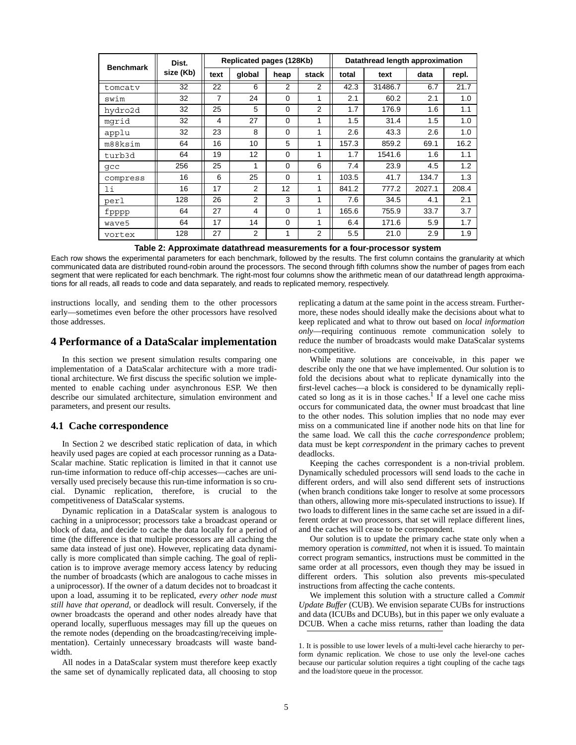| Benchmark | Dist. size (Kb) | Replicated pages (128Kb) | | | | Datathread length approximation | | | |
|---|---|---|---|---|---|---|---|---|---|
| | | text | global | heap | stack | total | text | data | repl. |
| tomcatv | 32 | 22 | 6 | 2 | 2 | 42.3 | 31486.7 | 6.7 | 21.7 |
| swim | 32 | 7 | 24 | 0 | 1 | 2.1 | 60.2 | 2.1 | 1.0 |
| hydro2d | 32 | 25 | 5 | 0 | 2 | 1.7 | 176.9 | 1.6 | 1.1 |
| mgrid | 32 | 4 | 27 | 0 | 1 | 1.5 | 31.4 | 1.5 | 1.0 |
| applu | 32 | 23 | 8 | 0 | 1 | 2.6 | 43.3 | 2.6 | 1.0 |
| m88ksim | 64 | 16 | 10 | 5 | 1 | 157.3 | 859.2 | 69.1 | 16.2 |
| turb3d | 64 | 19 | 12 | 0 | 1 | 1.7 | 1541.6 | 1.6 | 1.1 |
| gcc | 256 | 25 | 1 | 0 | 6 | 7.4 | 23.9 | 4.5 | 1.2 |
| compress | 16 | 6 | 25 | 0 | 1 | 103.5 | 41.7 | 134.7 | 1.3 |
| li | 16 | 17 | 2 | 12 | 1 | 841.2 | 777.2 | 2027.1 | 208.4 |
| perl | 128 | 26 | 2 | 3 | 1 | 7.6 | 34.5 | 4.1 | 2.1 |
| fpppp | 64 | 27 | 4 | 0 | 1 | 165.6 | 755.9 | 33.7 | 3.7 |
| wave5 | 64 | 17 | 14 | 0 | 1 | 6.4 | 171.6 | 5.9 | 1.7 |
| vortex | 128 | 27 | 2 | 1 | 2 | 5.5 | 21.0 | 2.9 | 1.9 |

**Table 2: Approximate datathread measurements for a four-processor system**

Each row shows the experimental parameters for each benchmark, followed by the results. The first column contains the granularity at which communicated data are distributed round-robin around the processors. The second through fifth columns show the number of pages from each segment that were replicated for each benchmark. The right-most four columns show the arithmetic mean of our datathread length approximations for all reads, all reads to code and data separately, and reads to replicated memory, respectively.

instructions locally, and sending them to the other processors early—sometimes even before the other processors have resolved those addresses.

# 4 Performance of a DataScalar implementation

In this section we present simulation results comparing one implementation of a DataScalar architecture with a more traditional architecture. We first discuss the specific solution we implemented to enable caching under asynchronous ESP. We then describe our simulated architecture, simulation environment and parameters, and present our results.

## 4.1 Cache correspondence

In Section 2 we described static replication of data, in which heavily used pages are copied at each processor running as a DataScalar machine. Static replication is limited in that it cannot use run-time information to reduce off-chip accesses—caches are universally used precisely because this run-time information is so crucial. Dynamic replication, therefore, is crucial to the competitiveness of DataScalar systems.

Dynamic replication in a DataScalar system is analogous to caching in a uniprocessor; processors take a broadcast operand or block of data, and decide to cache the data locally for a period of time (the difference is that multiple processors are all caching the same data instead of just one). However, replicating data dynamically is more complicated than simple caching. The goal of replication is to improve average memory access latency by reducing the number of broadcasts (which are analogous to cache misses in a uniprocessor). If the owner of a datum decides not to broadcast it upon a load, assuming it to be replicated, *every other node must still have that operand*, or deadlock will result. Conversely, if the owner broadcasts the operand and other nodes already have that operand locally, superfluous messages may fill up the queues on the remote nodes (depending on the broadcasting/receiving implementation). Certainly unnecessary broadcasts will waste bandwidth.

All nodes in a DataScalar system must therefore keep exactly the same set of dynamically replicated data, all choosing to stop replicating a datum at the same point in the access stream. Furthermore, these nodes should ideally make the decisions about what to keep replicated and what to throw out based on *local information only*—requiring continuous remote communication solely to reduce the number of broadcasts would make DataScalar systems non-competitive.

While many solutions are conceivable, in this paper we describe only the one that we have implemented. Our solution is to fold the decisions about what to replicate dynamically into the first-level caches—a block is considered to be dynamically replicated so long as it is in those caches.[1] If a level one cache miss occurs for communicated data, the owner must broadcast that line to the other nodes. This solution implies that no node may ever miss on a communicated line if another node hits on that line for the same load. We call this the *cache correspondence* problem; data must be kept *correspondent* in the primary caches to prevent deadlocks.

Keeping the caches correspondent is a non-trivial problem. Dynamically scheduled processors will send loads to the cache in different orders, and will also send different sets of instructions (when branch conditions take longer to resolve at some processors than others, allowing more mis-speculated instructions to issue). If two loads to different lines in the same cache set are issued in a different order at two processors, that set will replace different lines, and the caches will cease to be correspondent.

Our solution is to update the primary cache state only when a memory operation is *committed*, not when it is issued. To maintain correct program semantics, instructions must be committed in the same order at all processors, even though they may be issued in different orders. This solution also prevents mis-speculated instructions from affecting the cache contents.

We implement this solution with a structure called a *Commit Update Buffer* (CUB). We envision separate CUBs for instructions and data (ICUBs and DCUBs), but in this paper we only evaluate a DCUB. When a cache miss returns, rather than loading the data

1. It is possible to use lower levels of a multi-level cache hierarchy to perform dynamic replication. We chose to use only the level-one caches because our particular solution requires a tight coupling of the cache tags and the load/store queue in the processor.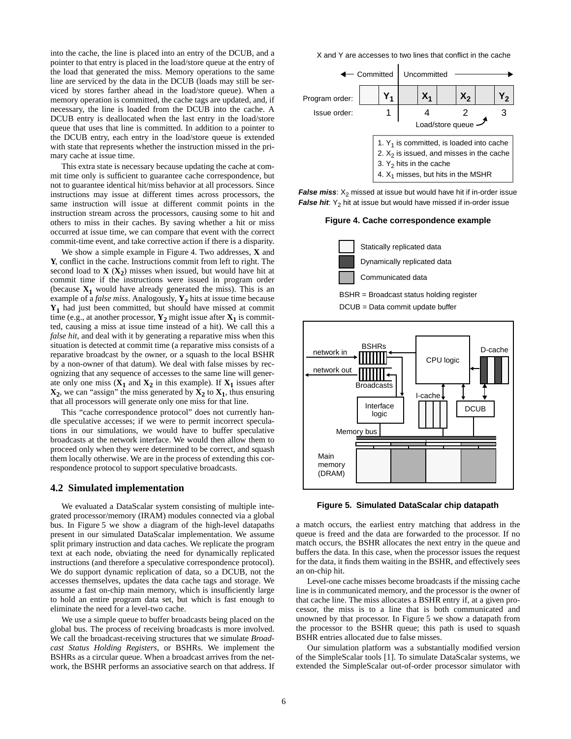into the cache, the line is placed into an entry of the DCUB, and a pointer to that entry is placed in the load/store queue at the entry of the load that generated the miss. Memory operations to the same line are serviced by the data in the DCUB (loads may still be serviced by stores farther ahead in the load/store queue). When a memory operation is committed, the cache tags are updated, and, if necessary, the line is loaded from the DCUB into the cache. A DCUB entry is deallocated when the last entry in the load/store queue that uses that line is committed. In addition to a pointer to the DCUB entry, each entry in the load/store queue is extended with state that represents whether the instruction missed in the primary cache at issue time.

This extra state is necessary because updating the cache at commit time only is sufficient to guarantee cache correspondence, but not to guarantee identical hit/miss behavior at all processors. Since instructions may issue at different times across processors, the same instruction will issue at different commit points in the instruction stream across the processors, causing some to hit and others to miss in their caches. By saving whether a hit or miss occurred at issue time, we can compare that event with the correct commit-time event, and take corrective action if there is a disparity.

We show a simple example in Figure 4. Two addresses, **X** and **Y**, conflict in the cache. Instructions commit from left to right. The second load to **X** (**$X_2$**) misses when issued, but would have hit at commit time if the instructions were issued in program order (because **$X_1$** would have already generated the miss). This is an example of a *false miss*. Analogously, **$Y_2$** hits at issue time because **$Y_1$** had just been committed, but should have missed at commit time (e.g., at another processor, **$Y_2$** might issue after **$X_1$** is committed, causing a miss at issue time instead of a hit). We call this a *false hit*, and deal with it by generating a reparative miss when this situation is detected at commit time (a reparative miss consists of a reparative broadcast by the owner, or a squash to the local BSHR by a non-owner of that datum). We deal with false misses by recognizing that any sequence of accesses to the same line will generate only one miss (**$X_1$** and **$X_2$** in this example). If **$X_1$** issues after **$X_2$**, we can "assign" the miss generated by **$X_2$** to **$X_1$**, thus ensuring that all processors will generate only one miss for that line.

This "cache correspondence protocol" does not currently handle speculative accesses; if we were to permit incorrect speculations in our simulations, we would have to buffer speculative broadcasts at the network interface. We would then allow them to proceed only when they were determined to be correct, and squash them locally otherwise. We are in the process of extending this correspondence protocol to support speculative broadcasts.

## 4.2 Simulated implementation

We evaluated a DataScalar system consisting of multiple integrated processor/memory (IRAM) modules connected via a global bus. In Figure 5 we show a diagram of the high-level datapaths present in our simulated DataScalar implementation. We assume split primary instruction and data caches. We replicate the program text at each node, obviating the need for dynamically replicated instructions (and therefore a speculative correspondence protocol). We do support dynamic replication of data, so a DCUB, not the accesses themselves, updates the data cache tags and storage. We assume a fast on-chip main memory, which is insufficiently large to hold an entire program data set, but which is fast enough to eliminate the need for a level-two cache.

We use a simple queue to buffer broadcasts being placed on the global bus. The process of receiving broadcasts is more involved. We call the broadcast-receiving structures that we simulate *Broadcast Status Holding Registers*, or BSHRs. We implement the BSHRs as a circular queue. When a broadcast arrives from the network, the BSHR performs an associative search on that address. If a match occurs, the earliest entry matching that address in the queue is freed and the data are forwarded to the processor. If no match occurs, the BSHR allocates the next entry in the queue and buffers the data. In this case, when the processor issues the request for the data, it finds them waiting in the BSHR, and effectively sees an on-chip hit.

X and Y are accesses to two lines that conflict in the cache

| | ← Committed | Uncommitted → | | | | | | |
|---|---|---|---|---|---|---|---|---|
| Program order: | | $Y_1$ | | $X_1$ | | $X_2$ | | $Y_2$ |
| Issue order: | | 1 | | 4 | | 2 | | 3 |

Load/store queue

1. $Y_1$ is committed, is loaded into cache
2. $X_2$ is issued, and misses in the cache
3. $Y_2$ hits in the cache
4. $X_1$ misses, but hits in the MSHR

***False miss***: $X_2$ missed at issue but would have hit if in-order issue
***False hit***: $Y_2$ hit at issue but would have missed if in-order issue

**Figure 4. Cache correspondence example**

Statically replicated data
Dynamically replicated data
Communicated data

BSHR = Broadcast status holding register
DCUB = Data commit update buffer

network in, BSHRs, network out, Broadcasts, CPU logic, D-cache, I-cache, Interface logic, DCUB, Memory bus, Main memory (DRAM)

**Figure 5. Simulated DataScalar chip datapath**

Level-one cache misses become broadcasts if the missing cache line is in communicated memory, and the processor is the owner of that cache line. The miss allocates a BSHR entry if, at a given processor, the miss is to a line that is both communicated and unowned by that processor. In Figure 5 we show a datapath from the processor to the BSHR queue; this path is used to squash BSHR entries allocated due to false misses.

Our simulation platform was a substantially modified version of the SimpleScalar tools [1]. To simulate DataScalar systems, we extended the SimpleScalar out-of-order processor simulator with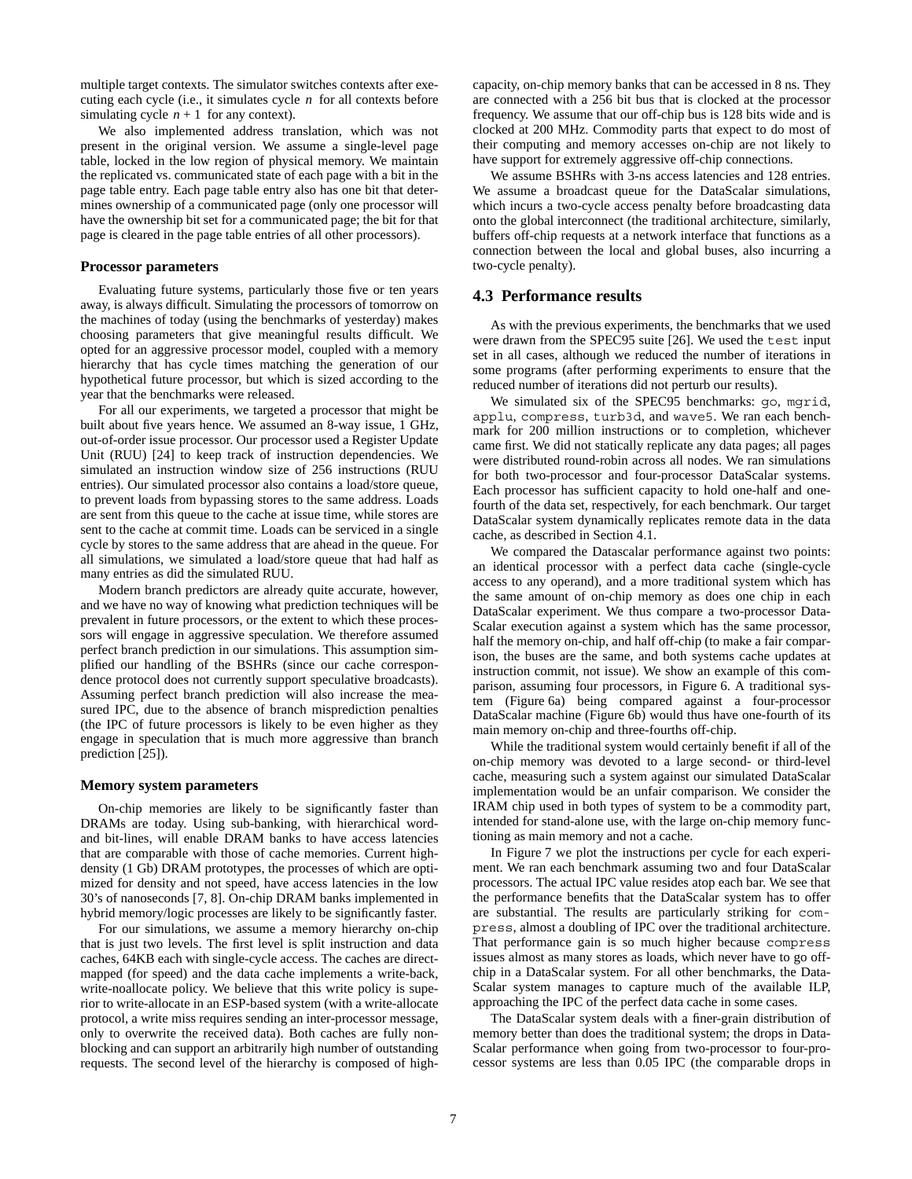multiple target contexts. The simulator switches contexts after executing each cycle (i.e., it simulates cycle $n$ for all contexts before simulating cycle $n + 1$ for any context).

We also implemented address translation, which was not present in the original version. We assume a single-level page table, locked in the low region of physical memory. We maintain the replicated vs. communicated state of each page with a bit in the page table entry. Each page table entry also has one bit that determines ownership of a communicated page (only one processor will have the ownership bit set for a communicated page; the bit for that page is cleared in the page table entries of all other processors).

### Processor parameters

Evaluating future systems, particularly those five or ten years away, is always difficult. Simulating the processors of tomorrow on the machines of today (using the benchmarks of yesterday) makes choosing parameters that give meaningful results difficult. We opted for an aggressive processor model, coupled with a memory hierarchy that has cycle times matching the generation of our hypothetical future processor, but which is sized according to the year that the benchmarks were released.

For all our experiments, we targeted a processor that might be built about five years hence. We assumed an 8-way issue, 1 GHz, out-of-order issue processor. Our processor used a Register Update Unit (RUU) [24] to keep track of instruction dependencies. We simulated an instruction window size of 256 instructions (RUU entries). Our simulated processor also contains a load/store queue, to prevent loads from bypassing stores to the same address. Loads are sent from this queue to the cache at issue time, while stores are sent to the cache at commit time. Loads can be serviced in a single cycle by stores to the same address that are ahead in the queue. For all simulations, we simulated a load/store queue that had half as many entries as did the simulated RUU.

Modern branch predictors are already quite accurate, however, and we have no way of knowing what prediction techniques will be prevalent in future processors, or the extent to which these processors will engage in aggressive speculation. We therefore assumed perfect branch prediction in our simulations. This assumption simplified our handling of the BSHRs (since our cache correspondence protocol does not currently support speculative broadcasts). Assuming perfect branch prediction will also increase the measured IPC, due to the absence of branch misprediction penalties (the IPC of future processors is likely to be even higher as they engage in speculation that is much more aggressive than branch prediction [25]).

### Memory system parameters

On-chip memories are likely to be significantly faster than DRAMs are today. Using sub-banking, with hierarchical word- and bit-lines, will enable DRAM banks to have access latencies that are comparable with those of cache memories. Current high-density (1 Gb) DRAM prototypes, the processes of which are optimized for density and not speed, have access latencies in the low 30's of nanoseconds [7, 8]. On-chip DRAM banks implemented in hybrid memory/logic processes are likely to be significantly faster.

For our simulations, we assume a memory hierarchy on-chip that is just two levels. The first level is split instruction and data caches, 64KB each with single-cycle access. The caches are direct-mapped (for speed) and the data cache implements a write-back, write-noallocate policy. We believe that this write policy is superior to write-allocate in an ESP-based system (with a write-allocate protocol, a write miss requires sending an inter-processor message, only to overwrite the received data). Both caches are fully non-blocking and can support an arbitrarily high number of outstanding requests. The second level of the hierarchy is composed of high-capacity, on-chip memory banks that can be accessed in 8 ns. They are connected with a 256 bit bus that is clocked at the processor frequency. We assume that our off-chip bus is 128 bits wide and is clocked at 200 MHz. Commodity parts that expect to do most of their computing and memory accesses on-chip are not likely to have support for extremely aggressive off-chip connections.

We assume BSHRs with 3-ns access latencies and 128 entries. We assume a broadcast queue for the DataScalar simulations, which incurs a two-cycle access penalty before broadcasting data onto the global interconnect (the traditional architecture, similarly, buffers off-chip requests at a network interface that functions as a connection between the local and global buses, also incurring a two-cycle penalty).

## 4.3 Performance results

As with the previous experiments, the benchmarks that we used were drawn from the SPEC95 suite [26]. We used the `test` input set in all cases, although we reduced the number of iterations in some programs (after performing experiments to ensure that the reduced number of iterations did not perturb our results).

We simulated six of the SPEC95 benchmarks: `go`, `mgrid`, `applu`, `compress`, `turb3d`, and `wave5`. We ran each benchmark for 200 million instructions or to completion, whichever came first. We did not statically replicate any data pages; all pages were distributed round-robin across all nodes. We ran simulations for both two-processor and four-processor DataScalar systems. Each processor has sufficient capacity to hold one-half and one-fourth of the data set, respectively, for each benchmark. Our target DataScalar system dynamically replicates remote data in the data cache, as described in Section 4.1.

We compared the Datascalar performance against two points: an identical processor with a perfect data cache (single-cycle access to any operand), and a more traditional system which has the same amount of on-chip memory as does one chip in each DataScalar experiment. We thus compare a two-processor DataScalar execution against a system which has the same processor, half the memory on-chip, and half off-chip (to make a fair comparison, the buses are the same, and both systems cache updates at instruction commit, not issue). We show an example of this comparison, assuming four processors, in Figure 6. A traditional system (Figure 6a) being compared against a four-processor DataScalar machine (Figure 6b) would thus have one-fourth of its main memory on-chip and three-fourths off-chip.

While the traditional system would certainly benefit if all of the on-chip memory was devoted to a large second- or third-level cache, measuring such a system against our simulated DataScalar implementation would be an unfair comparison. We consider the IRAM chip used in both types of system to be a commodity part, intended for stand-alone use, with the large on-chip memory functioning as main memory and not a cache.

In Figure 7 we plot the instructions per cycle for each experiment. We ran each benchmark assuming two and four DataScalar processors. The actual IPC value resides atop each bar. We see that the performance benefits that the DataScalar system has to offer are substantial. The results are particularly striking for `compress`, almost a doubling of IPC over the traditional architecture. That performance gain is so much higher because `compress` issues almost as many stores as loads, which never have to go off-chip in a DataScalar system. For all other benchmarks, the DataScalar system manages to capture much of the available ILP, approaching the IPC of the perfect data cache in some cases.

The DataScalar system deals with a finer-grain distribution of memory better than does the traditional system; the drops in DataScalar performance when going from two-processor to four-processor systems are less than 0.05 IPC (the comparable drops in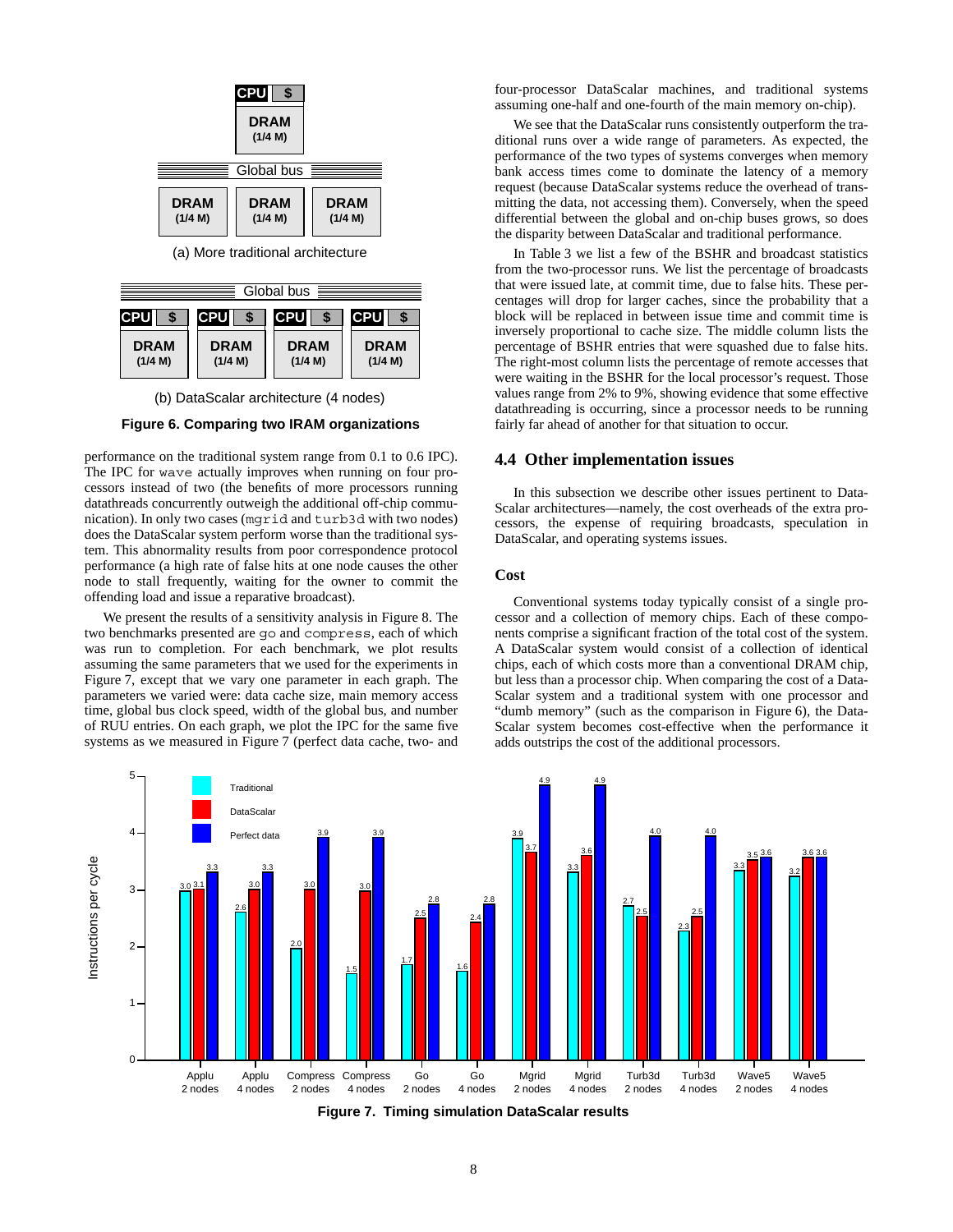Figure 6. Comparing two IRAM organizations

performance on the traditional system range from 0.1 to 0.6 IPC). The IPC for wave actually improves when running on four processors instead of two (the benefits of more processors running datathreads concurrently outweigh the additional off-chip communication). In only two cases (mgrid and turb3d with two nodes) does the DataScalar system perform worse than the traditional system. This abnormality results from poor correspondence protocol performance (a high rate of false hits at one node causes the other node to stall frequently, waiting for the owner to commit the offending load and issue a reparative broadcast).

We present the results of a sensitivity analysis in Figure 8. The two benchmarks presented are go and compress, each of which was run to completion. For each benchmark, we plot results assuming the same parameters that we used for the experiments in Figure 7, except that we vary one parameter in each graph. The parameters we varied were: data cache size, main memory access time, global bus clock speed, width of the global bus, and number of RUU entries. On each graph, we plot the IPC for the same five systems as we measured in Figure 7 (perfect data cache, two- and four-processor DataScalar machines, and traditional systems assuming one-half and one-fourth of the main memory on-chip).

We see that the DataScalar runs consistently outperform the traditional runs over a wide range of parameters. As expected, the performance of the two types of systems converges when memory bank access times come to dominate the latency of a memory request (because DataScalar systems reduce the overhead of transmitting the data, not accessing them). Conversely, when the speed differential between the global and on-chip buses grows, so does the disparity between DataScalar and traditional performance.

In Table 3 we list a few of the BSHR and broadcast statistics from the two-processor runs. We list the percentage of broadcasts that were issued late, at commit time, due to false hits. These percentages will drop for larger caches, since the probability that a block will be replaced in between issue time and commit time is inversely proportional to cache size. The middle column lists the percentage of BSHR entries that were squashed due to false hits. The right-most column lists the percentage of remote accesses that were waiting in the BSHR for the local processor's request. Those values range from 2% to 9%, showing evidence that some effective datathreading is occurring, since a processor needs to be running fairly far ahead of another for that situation to occur.

## 4.4 Other implementation issues

In this subsection we describe other issues pertinent to DataScalar architectures—namely, the cost overheads of the extra processors, the expense of requiring broadcasts, speculation in DataScalar, and operating systems issues.

### Cost

Conventional systems today typically consist of a single processor and a collection of memory chips. Each of these components comprise a significant fraction of the total cost of the system. A DataScalar system would consist of a collection of identical chips, each of which costs more than a conventional DRAM chip, but less than a processor chip. When comparing the cost of a DataScalar system and a traditional system with one processor and "dumb memory" (such as the comparison in Figure 6), the DataScalar system becomes cost-effective when the performance it adds outstrips the cost of the additional processors.

Figure 7. Timing simulation DataScalar results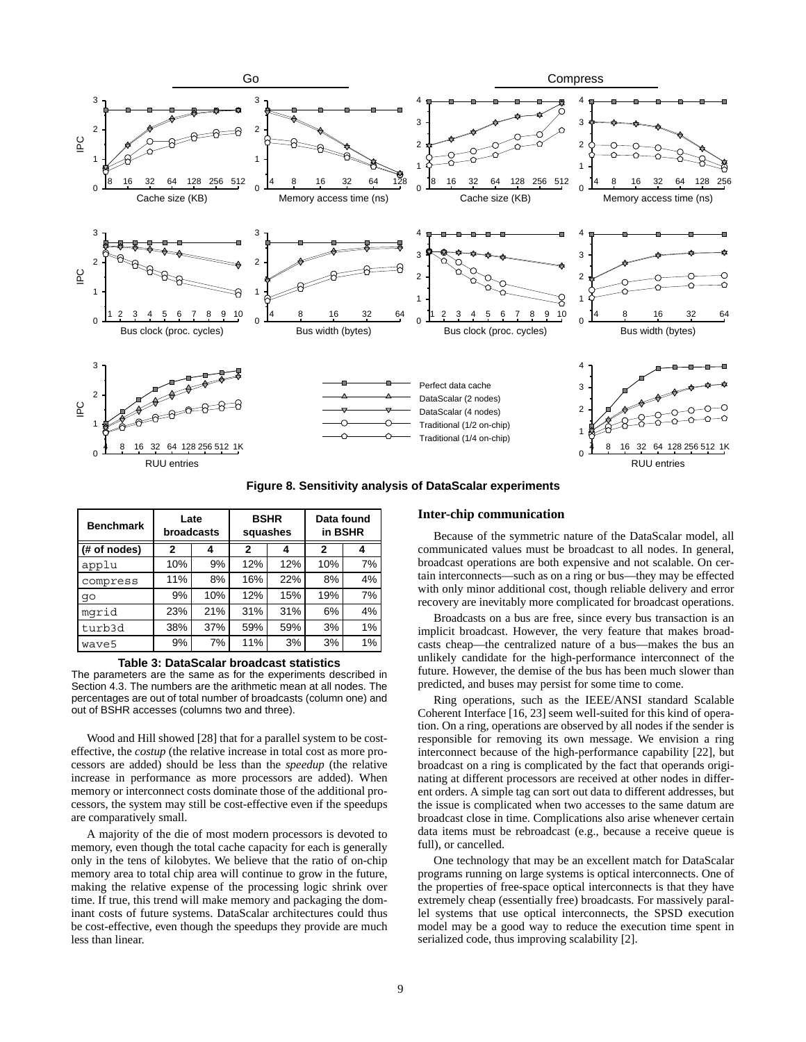**Figure 8. Sensitivity analysis of DataScalar experiments**

| Benchmark | Late broadcasts | | BSHR squashes | | Data found in BSHR | |
|---|---|---|---|---|---|---|
| (# of nodes) | 2 | 4 | 2 | 4 | 2 | 4 |
| applu | 10% | 9% | 12% | 12% | 10% | 7% |
| compress | 11% | 8% | 16% | 22% | 8% | 4% |
| go | 9% | 10% | 12% | 15% | 19% | 7% |
| mgrid | 23% | 21% | 31% | 31% | 6% | 4% |
| turb3d | 38% | 37% | 59% | 59% | 3% | 1% |
| wave5 | 9% | 7% | 11% | 3% | 3% | 1% |

**Table 3: DataScalar broadcast statistics**

The parameters are the same as for the experiments described in Section 4.3. The numbers are the arithmetic mean at all nodes. The percentages are out of total number of broadcasts (column one) and out of BSHR accesses (columns two and three).

Wood and Hill showed [28] that for a parallel system to be cost-effective, the *costup* (the relative increase in total cost as more processors are added) should be less than the *speedup* (the relative increase in performance as more processors are added). When memory or interconnect costs dominate those of the additional processors, the system may still be cost-effective even if the speedups are comparatively small.

A majority of the die of most modern processors is devoted to memory, even though the total cache capacity for each is generally only in the tens of kilobytes. We believe that the ratio of on-chip memory area to total chip area will continue to grow in the future, making the relative expense of the processing logic shrink over time. If true, this trend will make memory and packaging the dominant costs of future systems. DataScalar architectures could thus be cost-effective, even though the speedups they provide are much less than linear.

### Inter-chip communication

Because of the symmetric nature of the DataScalar model, all communicated values must be broadcast to all nodes. In general, broadcast operations are both expensive and not scalable. On certain interconnects—such as on a ring or bus—they may be effected with only minor additional cost, though reliable delivery and error recovery are inevitably more complicated for broadcast operations.

Broadcasts on a bus are free, since every bus transaction is an implicit broadcast. However, the very feature that makes broadcasts cheap—the centralized nature of a bus—makes the bus an unlikely candidate for the high-performance interconnect of the future. However, the demise of the bus has been much slower than predicted, and buses may persist for some time to come.

Ring operations, such as the IEEE/ANSI standard Scalable Coherent Interface [16, 23] seem well-suited for this kind of operation. On a ring, operations are observed by all nodes if the sender is responsible for removing its own message. We envision a ring interconnect because of the high-performance capability [22], but broadcast on a ring is complicated by the fact that operands originating at different processors are received at other nodes in different orders. A simple tag can sort out data to different addresses, but the issue is complicated when two accesses to the same datum are broadcast close in time. Complications also arise whenever certain data items must be rebroadcast (e.g., because a receive queue is full), or cancelled.

One technology that may be an excellent match for DataScalar programs running on large systems is optical interconnects. One of the properties of free-space optical interconnects is that they have extremely cheap (essentially free) broadcasts. For massively parallel systems that use optical interconnects, the SPSD execution model may be a good way to reduce the execution time spent in serialized code, thus improving scalability [2].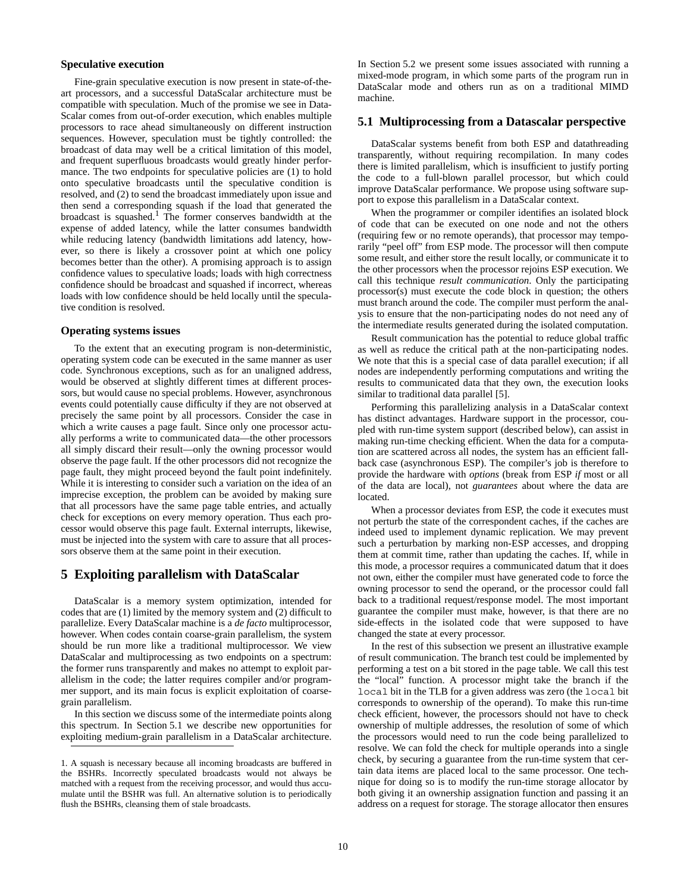### Speculative execution

Fine-grain speculative execution is now present in state-of-the-art processors, and a successful DataScalar architecture must be compatible with speculation. Much of the promise we see in DataScalar comes from out-of-order execution, which enables multiple processors to race ahead simultaneously on different instruction sequences. However, speculation must be tightly controlled: the broadcast of data may well be a critical limitation of this model, and frequent superfluous broadcasts would greatly hinder performance. The two endpoints for speculative policies are (1) to hold onto speculative broadcasts until the speculative condition is resolved, and (2) to send the broadcast immediately upon issue and then send a corresponding squash if the load that generated the broadcast is squashed.[1] The former conserves bandwidth at the expense of added latency, while the latter consumes bandwidth while reducing latency (bandwidth limitations add latency, however, so there is likely a crossover point at which one policy becomes better than the other). A promising approach is to assign confidence values to speculative loads; loads with high correctness confidence should be broadcast and squashed if incorrect, whereas loads with low confidence should be held locally until the speculative condition is resolved.

### Operating systems issues

To the extent that an executing program is non-deterministic, operating system code can be executed in the same manner as user code. Synchronous exceptions, such as for an unaligned address, would be observed at slightly different times at different processors, but would cause no special problems. However, asynchronous events could potentially cause difficulty if they are not observed at precisely the same point by all processors. Consider the case in which a write causes a page fault. Since only one processor actually performs a write to communicated data—the other processors all simply discard their result—only the owning processor would observe the page fault. If the other processors did not recognize the page fault, they might proceed beyond the fault point indefinitely. While it is interesting to consider such a variation on the idea of an imprecise exception, the problem can be avoided by making sure that all processors have the same page table entries, and actually check for exceptions on every memory operation. Thus each processor would observe this page fault. External interrupts, likewise, must be injected into the system with care to assure that all processors observe them at the same point in their execution.

## 5 Exploiting parallelism with DataScalar

DataScalar is a memory system optimization, intended for codes that are (1) limited by the memory system and (2) difficult to parallelize. Every DataScalar machine is a *de facto* multiprocessor, however. When codes contain coarse-grain parallelism, the system should be run more like a traditional multiprocessor. We view DataScalar and multiprocessing as two endpoints on a spectrum: the former runs transparently and makes no attempt to exploit parallelism in the code; the latter requires compiler and/or programmer support, and its main focus is explicit exploitation of coarse-grain parallelism.

In this section we discuss some of the intermediate points along this spectrum. In Section 5.1 we describe new opportunities for exploiting medium-grain parallelism in a DataScalar architecture. In Section 5.2 we present some issues associated with running a mixed-mode program, in which some parts of the program run in DataScalar mode and others run as on a traditional MIMD machine.

### 5.1 Multiprocessing from a Datascalar perspective

DataScalar systems benefit from both ESP and datathreading transparently, without requiring recompilation. In many codes there is limited parallelism, which is insufficient to justify porting the code to a full-blown parallel processor, but which could improve DataScalar performance. We propose using software support to expose this parallelism in a DataScalar context.

When the programmer or compiler identifies an isolated block of code that can be executed on one node and not the others (requiring few or no remote operands), that processor may temporarily "peel off" from ESP mode. The processor will then compute some result, and either store the result locally, or communicate it to the other processors when the processor rejoins ESP execution. We call this technique *result communication*. Only the participating processor(s) must execute the code block in question; the others must branch around the code. The compiler must perform the analysis to ensure that the non-participating nodes do not need any of the intermediate results generated during the isolated computation.

Result communication has the potential to reduce global traffic as well as reduce the critical path at the non-participating nodes. We note that this is a special case of data parallel execution; if all nodes are independently performing computations and writing the results to communicated data that they own, the execution looks similar to traditional data parallel [5].

Performing this parallelizing analysis in a DataScalar context has distinct advantages. Hardware support in the processor, coupled with run-time system support (described below), can assist in making run-time checking efficient. When the data for a computation are scattered across all nodes, the system has an efficient fallback case (asynchronous ESP). The compiler's job is therefore to provide the hardware with *options* (break from ESP *if* most or all of the data are local), not *guarantees* about where the data are located.

When a processor deviates from ESP, the code it executes must not perturb the state of the correspondent caches, if the caches are indeed used to implement dynamic replication. We may prevent such a perturbation by marking non-ESP accesses, and dropping them at commit time, rather than updating the caches. If, while in this mode, a processor requires a communicated datum that it does not own, either the compiler must have generated code to force the owning processor to send the operand, or the processor could fall back to a traditional request/response model. The most important guarantee the compiler must make, however, is that there are no side-effects in the isolated code that were supposed to have changed the state at every processor.

In the rest of this subsection we present an illustrative example of result communication. The branch test could be implemented by performing a test on a bit stored in the page table. We call this test the "local" function. A processor might take the branch if the `local` bit in the TLB for a given address was zero (the `local` bit corresponds to ownership of the operand). To make this run-time check efficient, however, the processors should not have to check ownership of multiple addresses, the resolution of some of which the processors would need to run the code being parallelized to resolve. We can fold the check for multiple operands into a single check, by securing a guarantee from the run-time system that certain data items are placed local to the same processor. One technique for doing so is to modify the run-time storage allocator by both giving it an ownership assignation function and passing it an address on a request for storage. The storage allocator then ensures

1. A squash is necessary because all incoming broadcasts are buffered in the BSHRs. Incorrectly speculated broadcasts would not always be matched with a request from the receiving processor, and would thus accumulate until the BSHR was full. An alternative solution is to periodically flush the BSHRs, cleansing them of stale broadcasts.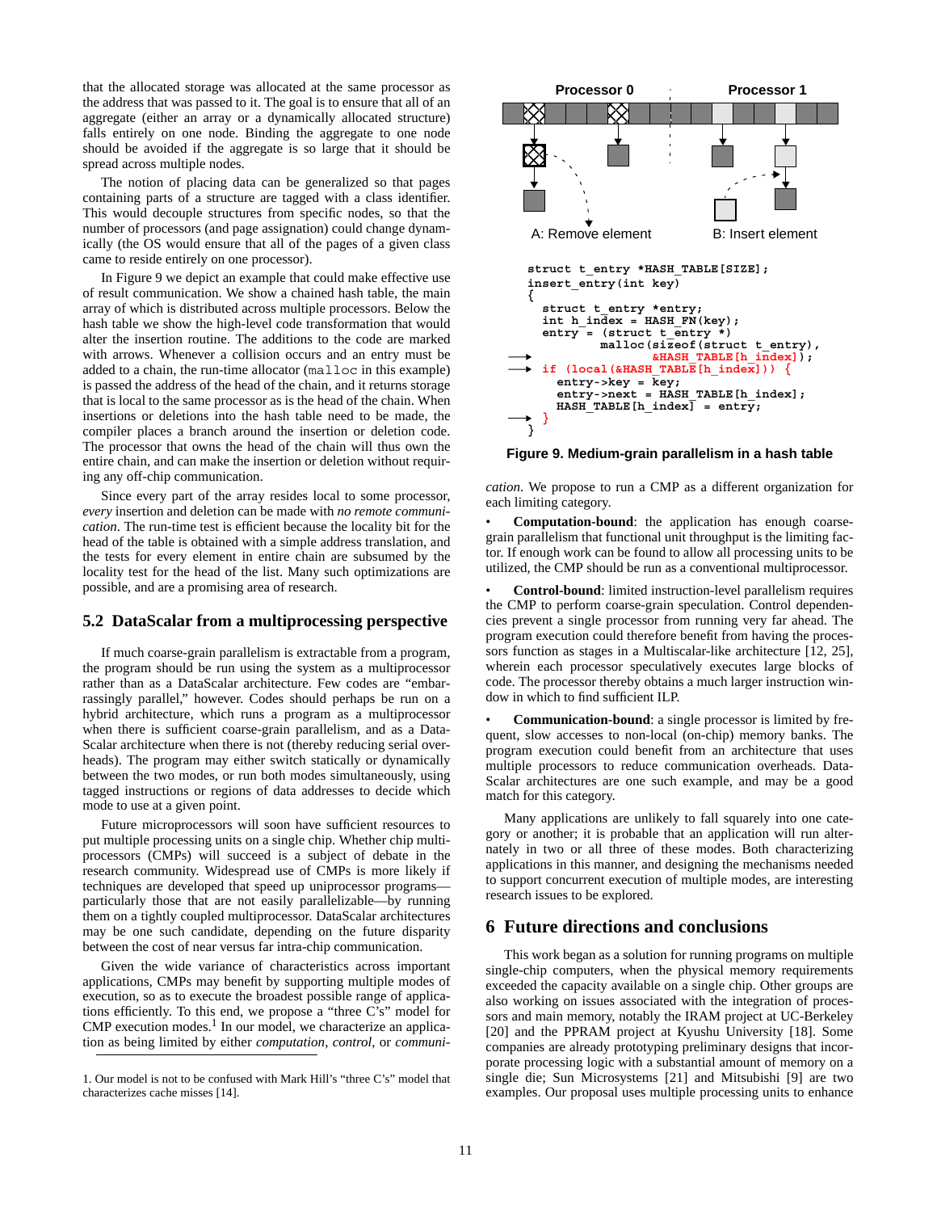that the allocated storage was allocated at the same processor as the address that was passed to it. The goal is to ensure that all of an aggregate (either an array or a dynamically allocated structure) falls entirely on one node. Binding the aggregate to one node should be avoided if the aggregate is so large that it should be spread across multiple nodes.

The notion of placing data can be generalized so that pages containing parts of a structure are tagged with a class identifier. This would decouple structures from specific nodes, so that the number of processors (and page assignation) could change dynamically (the OS would ensure that all of the pages of a given class came to reside entirely on one processor).

In Figure 9 we depict an example that could make effective use of result communication. We show a chained hash table, the main array of which is distributed across multiple processors. Below the hash table we show the high-level code transformation that would alter the insertion routine. The additions to the code are marked with arrows. Whenever a collision occurs and an entry must be added to a chain, the run-time allocator (`malloc` in this example) is passed the address of the head of the chain, and it returns storage that is local to the same processor as is the head of the chain. When insertions or deletions into the hash table need to be made, the compiler places a branch around the insertion or deletion code. The processor that owns the head of the chain will thus own the entire chain, and can make the insertion or deletion without requiring any off-chip communication.

Since every part of the array resides local to some processor, *every* insertion and deletion can be made with *no remote communication*. The run-time test is efficient because the locality bit for the head of the table is obtained with a simple address translation, and the tests for every element in entire chain are subsumed by the locality test for the head of the list. Many such optimizations are possible, and are a promising area of research.

Processor 0

Processor 1

A: Remove element

B: Insert element

```
struct t_entry *HASH_TABLE[SIZE];
insert_entry(int key)
{
    struct t_entry *entry;
    int h_index = HASH_FN(key);
    entry = (struct t_entry *)
            malloc(sizeof(struct t_entry),
                   &HASH_TABLE[h_index]);
→   if (local(&HASH_TABLE[h_index])) {
      entry->key = key;
      entry->next = HASH_TABLE[h_index];
      HASH_TABLE[h_index] = entry;
→   }
}
```

**Figure 9. Medium-grain parallelism in a hash table**

## 5.2 DataScalar from a multiprocessing perspective

If much coarse-grain parallelism is extractable from a program, the program should be run using the system as a multiprocessor rather than as a DataScalar architecture. Few codes are "embarrassingly parallel," however. Codes should perhaps be run on a hybrid architecture, which runs a program as a multiprocessor when there is sufficient coarse-grain parallelism, and as a DataScalar architecture when there is not (thereby reducing serial overheads). The program may either switch statically or dynamically between the two modes, or run both modes simultaneously, using tagged instructions or regions of data addresses to decide which mode to use at a given point.

Future microprocessors will soon have sufficient resources to put multiple processing units on a single chip. Whether chip multiprocessors (CMPs) will succeed is a subject of debate in the research community. Widespread use of CMPs is more likely if techniques are developed that speed up uniprocessor programs—particularly those that are not easily parallelizable—by running them on a tightly coupled multiprocessor. DataScalar architectures may be one such candidate, depending on the future disparity between the cost of near versus far intra-chip communication.

Given the wide variance of characteristics across important applications, CMPs may benefit by supporting multiple modes of execution, so as to execute the broadest possible range of applications efficiently. To this end, we propose a "three C's" model for CMP execution modes.[1] In our model, we characterize an application as being limited by either *computation*, *control*, or *communication*. We propose to run a CMP as a different organization for each limiting category.

- **Computation-bound**: the application has enough coarse-grain parallelism that functional unit throughput is the limiting factor. If enough work can be found to allow all processing units to be utilized, the CMP should be run as a conventional multiprocessor.

- **Control-bound**: limited instruction-level parallelism requires the CMP to perform coarse-grain speculation. Control dependencies prevent a single processor from running very far ahead. The program execution could therefore benefit from having the processors function as stages in a Multiscalar-like architecture [12, 25], wherein each processor speculatively executes large blocks of code. The processor thereby obtains a much larger instruction window in which to find sufficient ILP.

- **Communication-bound**: a single processor is limited by frequent, slow accesses to non-local (on-chip) memory banks. The program execution could benefit from an architecture that uses multiple processors to reduce communication overheads. DataScalar architectures are one such example, and may be a good match for this category.

Many applications are unlikely to fall squarely into one category or another; it is probable that an application will run alternately in two or all three of these modes. Both characterizing applications in this manner, and designing the mechanisms needed to support concurrent execution of multiple modes, are interesting research issues to be explored.

# 6 Future directions and conclusions

This work began as a solution for running programs on multiple single-chip computers, when the physical memory requirements exceeded the capacity available on a single chip. Other groups are also working on issues associated with the integration of processors and main memory, notably the IRAM project at UC-Berkeley [20] and the PPRAM project at Kyushu University [18]. Some companies are already prototyping preliminary designs that incorporate processing logic with a substantial amount of memory on a single die; Sun Microsystems [21] and Mitsubishi [9] are two examples. Our proposal uses multiple processing units to enhance

1. Our model is not to be confused with Mark Hill's "three C's" model that characterizes cache misses [14].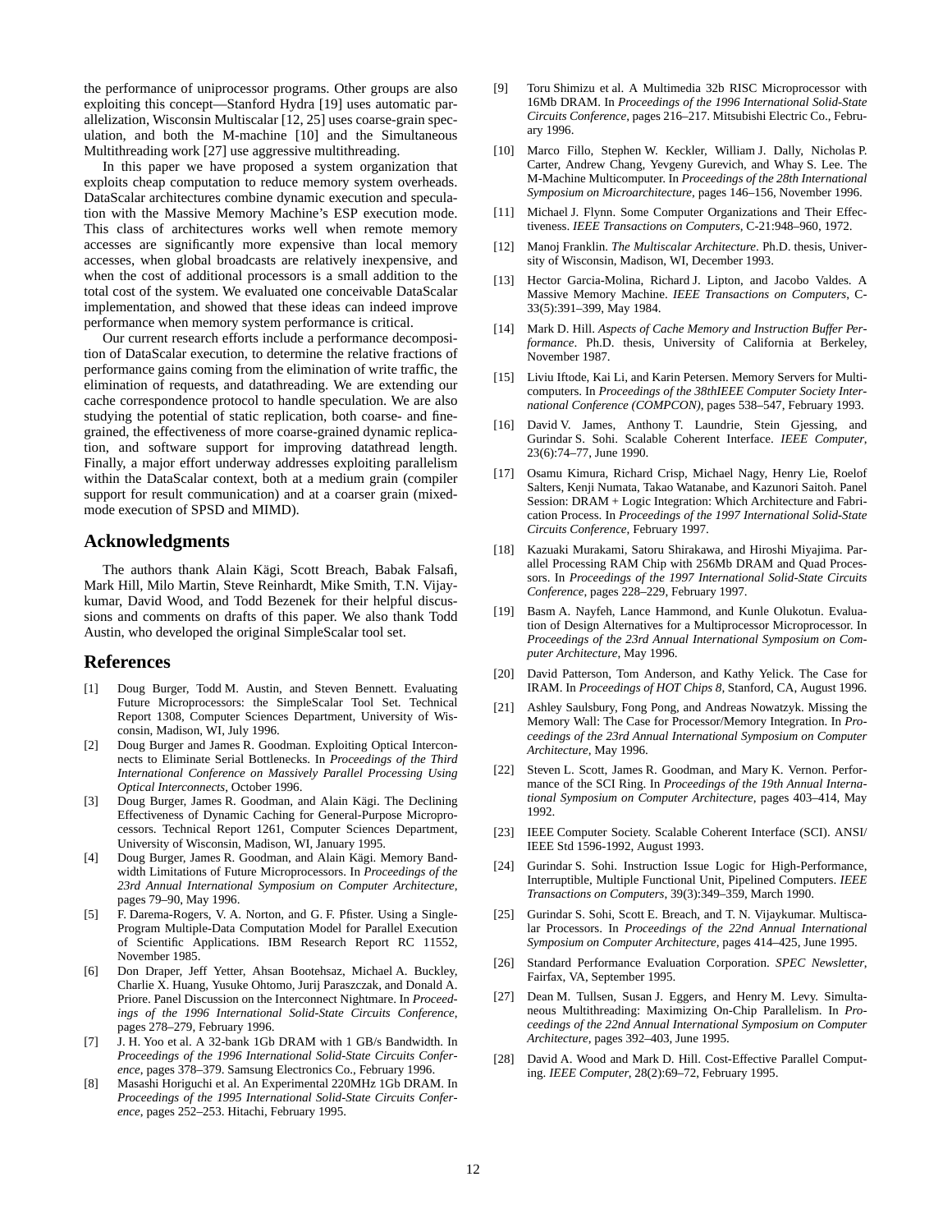the performance of uniprocessor programs. Other groups are also exploiting this concept—Stanford Hydra [19] uses automatic parallelization, Wisconsin Multiscalar [12, 25] uses coarse-grain speculation, and both the M-machine [10] and the Simultaneous Multithreading work [27] use aggressive multithreading.

In this paper we have proposed a system organization that exploits cheap computation to reduce memory system overheads. DataScalar architectures combine dynamic execution and speculation with the Massive Memory Machine's ESP execution mode. This class of architectures works well when remote memory accesses are significantly more expensive than local memory accesses, when global broadcasts are relatively inexpensive, and when the cost of additional processors is a small addition to the total cost of the system. We evaluated one conceivable DataScalar implementation, and showed that these ideas can indeed improve performance when memory system performance is critical.

Our current research efforts include a performance decomposition of DataScalar execution, to determine the relative fractions of performance gains coming from the elimination of write traffic, the elimination of requests, and datathreading. We are extending our cache correspondence protocol to handle speculation. We are also studying the potential of static replication, both coarse- and fine-grained, the effectiveness of more coarse-grained dynamic replication, and software support for improving datathread length. Finally, a major effort underway addresses exploiting parallelism within the DataScalar context, both at a medium grain (compiler support for result communication) and at a coarser grain (mixed-mode execution of SPSD and MIMD).

## Acknowledgments

The authors thank Alain Kägi, Scott Breach, Babak Falsafi, Mark Hill, Milo Martin, Steve Reinhardt, Mike Smith, T.N. Vijaykumar, David Wood, and Todd Bezenek for their helpful discussions and comments on drafts of this paper. We also thank Todd Austin, who developed the original SimpleScalar tool set.

## References

[1] Doug Burger, Todd M. Austin, and Steven Bennett. Evaluating Future Microprocessors: the SimpleScalar Tool Set. Technical Report 1308, Computer Sciences Department, University of Wisconsin, Madison, WI, July 1996.

[2] Doug Burger and James R. Goodman. Exploiting Optical Interconnects to Eliminate Serial Bottlenecks. In *Proceedings of the Third International Conference on Massively Parallel Processing Using Optical Interconnects*, October 1996.

[3] Doug Burger, James R. Goodman, and Alain Kägi. The Declining Effectiveness of Dynamic Caching for General-Purpose Microprocessors. Technical Report 1261, Computer Sciences Department, University of Wisconsin, Madison, WI, January 1995.

[4] Doug Burger, James R. Goodman, and Alain Kägi. Memory Bandwidth Limitations of Future Microprocessors. In *Proceedings of the 23rd Annual International Symposium on Computer Architecture*, pages 79–90, May 1996.

[5] F. Darema-Rogers, V. A. Norton, and G. F. Pfister. Using a Single-Program Multiple-Data Computation Model for Parallel Execution of Scientific Applications. IBM Research Report RC 11552, November 1985.

[6] Don Draper, Jeff Yetter, Ahsan Bootehsaz, Michael A. Buckley, Charlie X. Huang, Yusuke Ohtomo, Jurij Paraszczak, and Donald A. Priore. Panel Discussion on the Interconnect Nightmare. In *Proceedings of the 1996 International Solid-State Circuits Conference*, pages 278–279, February 1996.

[7] J. H. Yoo et al. A 32-bank 1Gb DRAM with 1 GB/s Bandwidth. In *Proceedings of the 1996 International Solid-State Circuits Conference*, pages 378–379. Samsung Electronics Co., February 1996.

[8] Masashi Horiguchi et al. An Experimental 220MHz 1Gb DRAM. In *Proceedings of the 1995 International Solid-State Circuits Conference*, pages 252–253. Hitachi, February 1995.

[9] Toru Shimizu et al. A Multimedia 32b RISC Microprocessor with 16Mb DRAM. In *Proceedings of the 1996 International Solid-State Circuits Conference*, pages 216–217. Mitsubishi Electric Co., February 1996.

[10] Marco Fillo, Stephen W. Keckler, William J. Dally, Nicholas P. Carter, Andrew Chang, Yevgeny Gurevich, and Whay S. Lee. The M-Machine Multicomputer. In *Proceedings of the 28th International Symposium on Microarchitecture*, pages 146–156, November 1996.

[11] Michael J. Flynn. Some Computer Organizations and Their Effectiveness. *IEEE Transactions on Computers*, C-21:948–960, 1972.

[12] Manoj Franklin. *The Multiscalar Architecture*. Ph.D. thesis, University of Wisconsin, Madison, WI, December 1993.

[13] Hector Garcia-Molina, Richard J. Lipton, and Jacobo Valdes. A Massive Memory Machine. *IEEE Transactions on Computers*, C-33(5):391–399, May 1984.

[14] Mark D. Hill. *Aspects of Cache Memory and Instruction Buffer Performance*. Ph.D. thesis, University of California at Berkeley, November 1987.

[15] Liviu Iftode, Kai Li, and Karin Petersen. Memory Servers for Multicomputers. In *Proceedings of the 38thIEEE Computer Society International Conference (COMPCON)*, pages 538–547, February 1993.

[16] David V. James, Anthony T. Laundrie, Stein Gjessing, and Gurindar S. Sohi. Scalable Coherent Interface. *IEEE Computer*, 23(6):74–77, June 1990.

[17] Osamu Kimura, Richard Crisp, Michael Nagy, Henry Lie, Roelof Salters, Kenji Numata, Takao Watanabe, and Kazunori Saitoh. Panel Session: DRAM + Logic Integration: Which Architecture and Fabrication Process. In *Proceedings of the 1997 International Solid-State Circuits Conference*, February 1997.

[18] Kazuaki Murakami, Satoru Shirakawa, and Hiroshi Miyajima. Parallel Processing RAM Chip with 256Mb DRAM and Quad Processors. In *Proceedings of the 1997 International Solid-State Circuits Conference*, pages 228–229, February 1997.

[19] Basm A. Nayfeh, Lance Hammond, and Kunle Olukotun. Evaluation of Design Alternatives for a Multiprocessor Microprocessor. In *Proceedings of the 23rd Annual International Symposium on Computer Architecture*, May 1996.

[20] David Patterson, Tom Anderson, and Kathy Yelick. The Case for IRAM. In *Proceedings of HOT Chips 8*, Stanford, CA, August 1996.

[21] Ashley Saulsbury, Fong Pong, and Andreas Nowatzyk. Missing the Memory Wall: The Case for Processor/Memory Integration. In *Proceedings of the 23rd Annual International Symposium on Computer Architecture*, May 1996.

[22] Steven L. Scott, James R. Goodman, and Mary K. Vernon. Performance of the SCI Ring. In *Proceedings of the 19th Annual International Symposium on Computer Architecture*, pages 403–414, May 1992.

[23] IEEE Computer Society. Scalable Coherent Interface (SCI). ANSI/IEEE Std 1596-1992, August 1993.

[24] Gurindar S. Sohi. Instruction Issue Logic for High-Performance, Interruptible, Multiple Functional Unit, Pipelined Computers. *IEEE Transactions on Computers*, 39(3):349–359, March 1990.

[25] Gurindar S. Sohi, Scott E. Breach, and T. N. Vijaykumar. Multiscalar Processors. In *Proceedings of the 22nd Annual International Symposium on Computer Architecture*, pages 414–425, June 1995.

[26] Standard Performance Evaluation Corporation. *SPEC Newsletter*, Fairfax, VA, September 1995.

[27] Dean M. Tullsen, Susan J. Eggers, and Henry M. Levy. Simultaneous Multithreading: Maximizing On-Chip Parallelism. In *Proceedings of the 22nd Annual International Symposium on Computer Architecture*, pages 392–403, June 1995.

[28] David A. Wood and Mark D. Hill. Cost-Effective Parallel Computing. *IEEE Computer*, 28(2):69–72, February 1995.